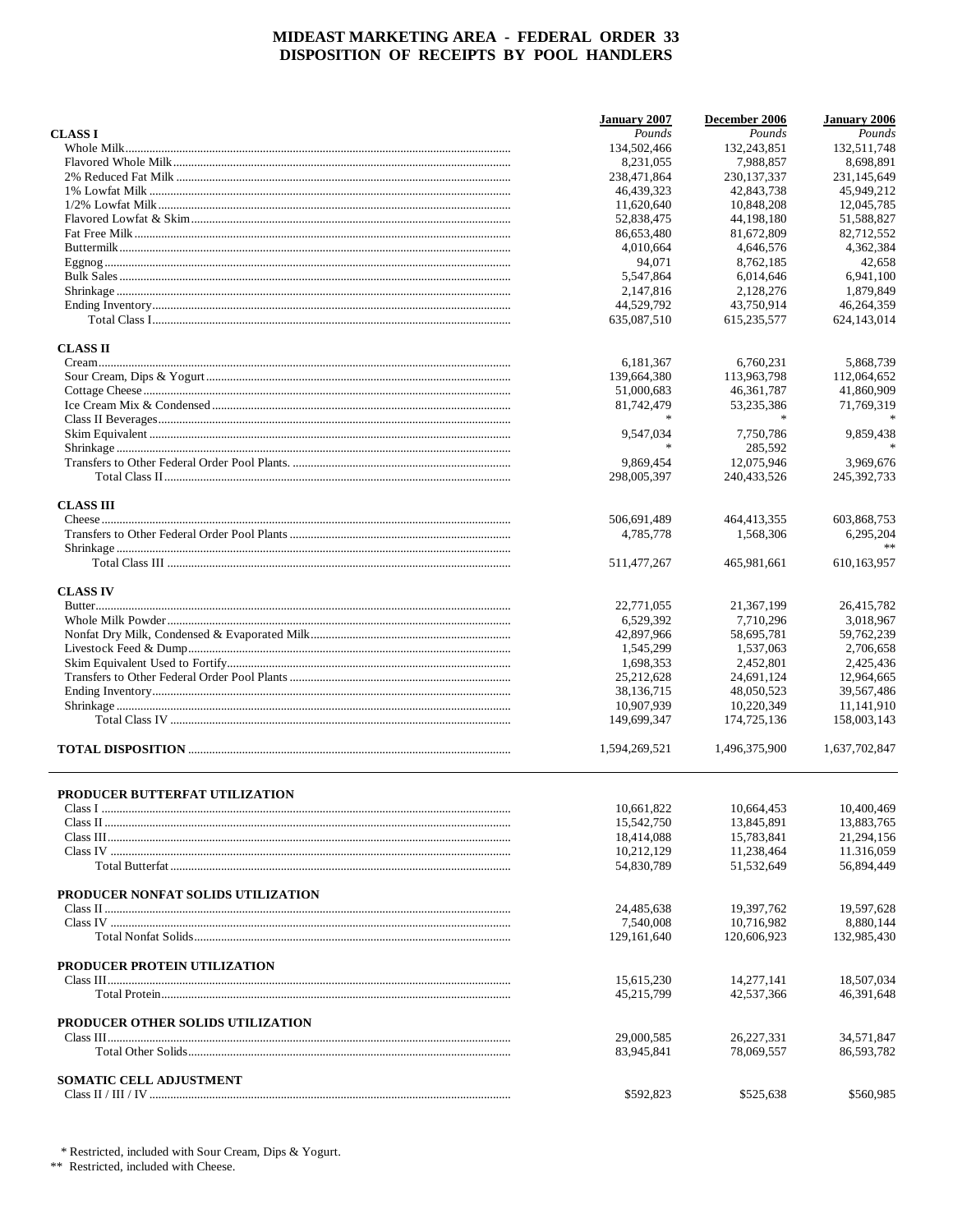# MIDEAST MARKETING AREA - FEDERAL ORDER 33
# DISPOSITION OF RECEIPTS BY POOL HANDLERS

| | January 2007 | December 2006 | January 2006 |
|---|---|---|---|
| **CLASS I** | *Pounds* | *Pounds* | *Pounds* |
| Whole Milk | 134,502,466 | 132,243,851 | 132,511,748 |
| Flavored Whole Milk | 8,231,055 | 7,988,857 | 8,698,891 |
| 2% Reduced Fat Milk | 238,471,864 | 230,137,337 | 231,145,649 |
| 1% Lowfat Milk | 46,439,323 | 42,843,738 | 45,949,212 |
| 1/2% Lowfat Milk | 11,620,640 | 10,848,208 | 12,045,785 |
| Flavored Lowfat & Skim | 52,838,475 | 44,198,180 | 51,588,827 |
| Fat Free Milk | 86,653,480 | 81,672,809 | 82,712,552 |
| Buttermilk | 4,010,664 | 4,646,576 | 4,362,384 |
| Eggnog | 94,071 | 8,762,185 | 42,658 |
| Bulk Sales | 5,547,864 | 6,014,646 | 6,941,100 |
| Shrinkage | 2,147,816 | 2,128,276 | 1,879,849 |
| Ending Inventory | 44,529,792 | 43,750,914 | 46,264,359 |
| Total Class I | 635,087,510 | 615,235,577 | 624,143,014 |
| **CLASS II** | | | |
| Cream | 6,181,367 | 6,760,231 | 5,868,739 |
| Sour Cream, Dips & Yogurt | 139,664,380 | 113,963,798 | 112,064,652 |
| Cottage Cheese | 51,000,683 | 46,361,787 | 41,860,909 |
| Ice Cream Mix & Condensed | 81,742,479 | 53,235,386 | 71,769,319 |
| Class II Beverages | * | * | * |
| Skim Equivalent | 9,547,034 | 7,750,786 | 9,859,438 |
| Shrinkage | * | 285,592 | * |
| Transfers to Other Federal Order Pool Plants. | 9,869,454 | 12,075,946 | 3,969,676 |
| Total Class II | 298,005,397 | 240,433,526 | 245,392,733 |
| **CLASS III** | | | |
| Cheese | 506,691,489 | 464,413,355 | 603,868,753 |
| Transfers to Other Federal Order Pool Plants | 4,785,778 | 1,568,306 | 6,295,204 |
| Shrinkage | | | ** |
| Total Class III | 511,477,267 | 465,981,661 | 610,163,957 |
| **CLASS IV** | | | |
| Butter | 22,771,055 | 21,367,199 | 26,415,782 |
| Whole Milk Powder | 6,529,392 | 7,710,296 | 3,018,967 |
| Nonfat Dry Milk, Condensed & Evaporated Milk | 42,897,966 | 58,695,781 | 59,762,239 |
| Livestock Feed & Dump | 1,545,299 | 1,537,063 | 2,706,658 |
| Skim Equivalent Used to Fortify | 1,698,353 | 2,452,801 | 2,425,436 |
| Transfers to Other Federal Order Pool Plants | 25,212,628 | 24,691,124 | 12,964,665 |
| Ending Inventory | 38,136,715 | 48,050,523 | 39,567,486 |
| Shrinkage | 10,907,939 | 10,220,349 | 11,141,910 |
| Total Class IV | 149,699,347 | 174,725,136 | 158,003,143 |
| **TOTAL DISPOSITION** | 1,594,269,521 | 1,496,375,900 | 1,637,702,847 |

| | January 2007 | December 2006 | January 2006 |
|---|---|---|---|
| **PRODUCER BUTTERFAT UTILIZATION** | | | |
| Class I | 10,661,822 | 10,664,453 | 10,400,469 |
| Class II | 15,542,750 | 13,845,891 | 13,883,765 |
| Class III | 18,414,088 | 15,783,841 | 21,294,156 |
| Class IV | 10,212,129 | 11,238,464 | 11.316,059 |
| Total Butterfat | 54,830,789 | 51,532,649 | 56,894,449 |
| **PRODUCER NONFAT SOLIDS UTILIZATION** | | | |
| Class II | 24,485,638 | 19,397,762 | 19,597,628 |
| Class IV | 7,540,008 | 10,716,982 | 8,880,144 |
| Total Nonfat Solids | 129,161,640 | 120,606,923 | 132,985,430 |
| **PRODUCER PROTEIN UTILIZATION** | | | |
| Class III | 15,615,230 | 14,277,141 | 18,507,034 |
| Total Protein | 45,215,799 | 42,537,366 | 46,391,648 |
| **PRODUCER OTHER SOLIDS UTILIZATION** | | | |
| Class III | 29,000,585 | 26,227,331 | 34,571,847 |
| Total Other Solids | 83,945,841 | 78,069,557 | 86,593,782 |
| **SOMATIC CELL ADJUSTMENT** | | | |
| Class II / III / IV | $592,823 | $525,638 | $560,985 |

\* Restricted, included with Sour Cream, Dips & Yogurt.
** Restricted, included with Cheese.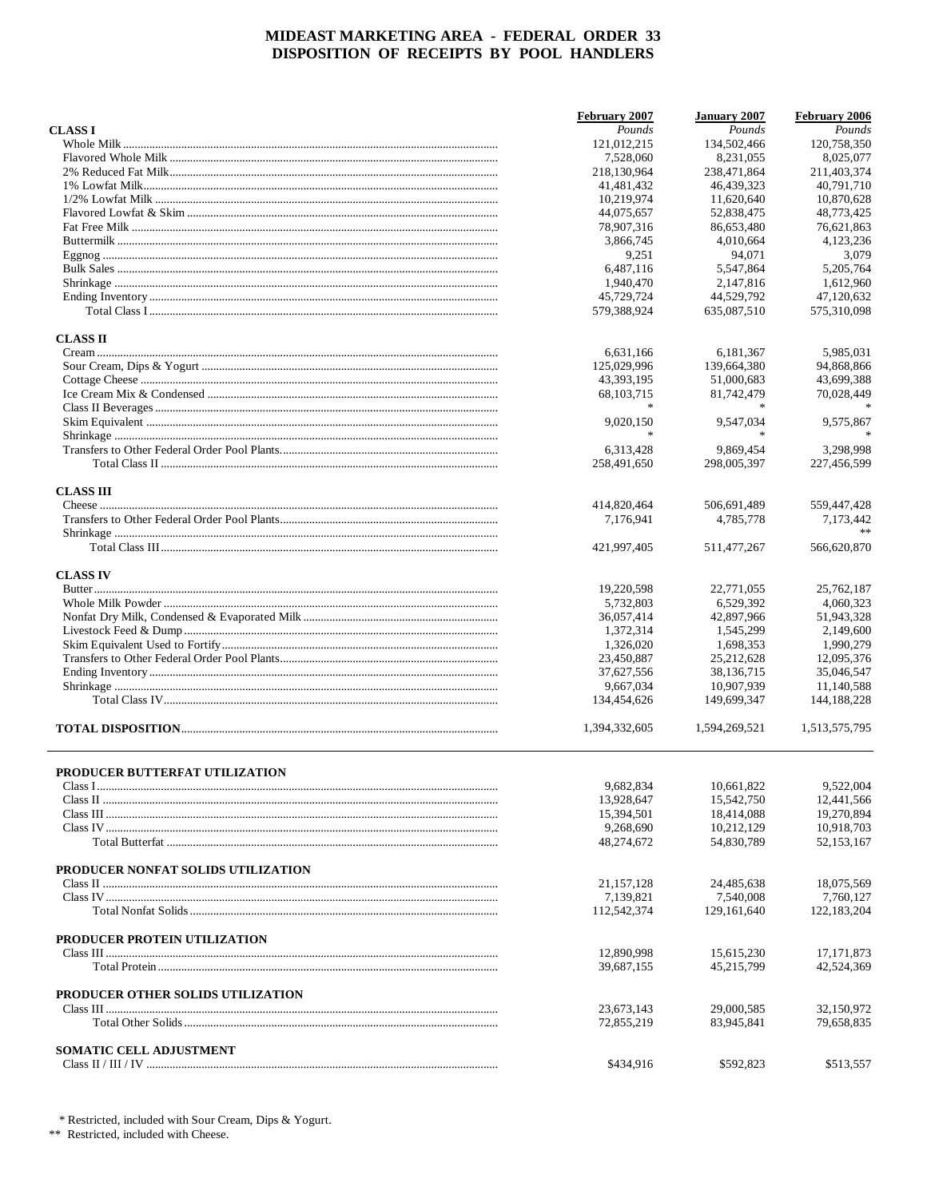# MIDEAST MARKETING AREA - FEDERAL ORDER 33
## DISPOSITION OF RECEIPTS BY POOL HANDLERS

| | February 2007 | January 2007 | February 2006 |
|---|---|---|---|
| **CLASS I** | *Pounds* | *Pounds* | *Pounds* |
| Whole Milk | 121,012,215 | 134,502,466 | 120,758,350 |
| Flavored Whole Milk | 7,528,060 | 8,231,055 | 8,025,077 |
| 2% Reduced Fat Milk | 218,130,964 | 238,471,864 | 211,403,374 |
| 1% Lowfat Milk | 41,481,432 | 46,439,323 | 40,791,710 |
| 1/2% Lowfat Milk | 10,219,974 | 11,620,640 | 10,870,628 |
| Flavored Lowfat & Skim | 44,075,657 | 52,838,475 | 48,773,425 |
| Fat Free Milk | 78,907,316 | 86,653,480 | 76,621,863 |
| Buttermilk | 3,866,745 | 4,010,664 | 4,123,236 |
| Eggnog | 9,251 | 94,071 | 3,079 |
| Bulk Sales | 6,487,116 | 5,547,864 | 5,205,764 |
| Shrinkage | 1,940,470 | 2,147,816 | 1,612,960 |
| Ending Inventory | 45,729,724 | 44,529,792 | 47,120,632 |
| Total Class I | 579,388,924 | 635,087,510 | 575,310,098 |
| **CLASS II** | | | |
| Cream | 6,631,166 | 6,181,367 | 5,985,031 |
| Sour Cream, Dips & Yogurt | 125,029,996 | 139,664,380 | 94,868,866 |
| Cottage Cheese | 43,393,195 | 51,000,683 | 43,699,388 |
| Ice Cream Mix & Condensed | 68,103,715 | 81,742,479 | 70,028,449 |
| Class II Beverages | * | * | * |
| Skim Equivalent | 9,020,150 | 9,547,034 | 9,575,867 |
| Shrinkage | * | * | * |
| Transfers to Other Federal Order Pool Plants | 6,313,428 | 9,869,454 | 3,298,998 |
| Total Class II | 258,491,650 | 298,005,397 | 227,456,599 |
| **CLASS III** | | | |
| Cheese | 414,820,464 | 506,691,489 | 559,447,428 |
| Transfers to Other Federal Order Pool Plants | 7,176,941 | 4,785,778 | 7,173,442 |
| Shrinkage | | | ** |
| Total Class III | 421,997,405 | 511,477,267 | 566,620,870 |
| **CLASS IV** | | | |
| Butter | 19,220,598 | 22,771,055 | 25,762,187 |
| Whole Milk Powder | 5,732,803 | 6,529,392 | 4,060,323 |
| Nonfat Dry Milk, Condensed & Evaporated Milk | 36,057,414 | 42,897,966 | 51,943,328 |
| Livestock Feed & Dump | 1,372,314 | 1,545,299 | 2,149,600 |
| Skim Equivalent Used to Fortify | 1,326,020 | 1,698,353 | 1,990,279 |
| Transfers to Other Federal Order Pool Plants | 23,450,887 | 25,212,628 | 12,095,376 |
| Ending Inventory | 37,627,556 | 38,136,715 | 35,046,547 |
| Shrinkage | 9,667,034 | 10,907,939 | 11,140,588 |
| Total Class IV | 134,454,626 | 149,699,347 | 144,188,228 |
| **TOTAL DISPOSITION** | 1,394,332,605 | 1,594,269,521 | 1,513,575,795 |

| | February 2007 | January 2007 | February 2006 |
|---|---|---|---|
| **PRODUCER BUTTERFAT UTILIZATION** | | | |
| Class I | 9,682,834 | 10,661,822 | 9,522,004 |
| Class II | 13,928,647 | 15,542,750 | 12,441,566 |
| Class III | 15,394,501 | 18,414,088 | 19,270,894 |
| Class IV | 9,268,690 | 10,212,129 | 10,918,703 |
| Total Butterfat | 48,274,672 | 54,830,789 | 52,153,167 |
| **PRODUCER NONFAT SOLIDS UTILIZATION** | | | |
| Class II | 21,157,128 | 24,485,638 | 18,075,569 |
| Class IV | 7,139,821 | 7,540,008 | 7,760,127 |
| Total Nonfat Solids | 112,542,374 | 129,161,640 | 122,183,204 |
| **PRODUCER PROTEIN UTILIZATION** | | | |
| Class III | 12,890,998 | 15,615,230 | 17,171,873 |
| Total Protein | 39,687,155 | 45,215,799 | 42,524,369 |
| **PRODUCER OTHER SOLIDS UTILIZATION** | | | |
| Class III | 23,673,143 | 29,000,585 | 32,150,972 |
| Total Other Solids | 72,855,219 | 83,945,841 | 79,658,835 |
| **SOMATIC CELL ADJUSTMENT** | | | |
| Class II / III / IV | $434,916 | $592,823 | $513,557 |

\* Restricted, included with Sour Cream, Dips & Yogurt.

** Restricted, included with Cheese.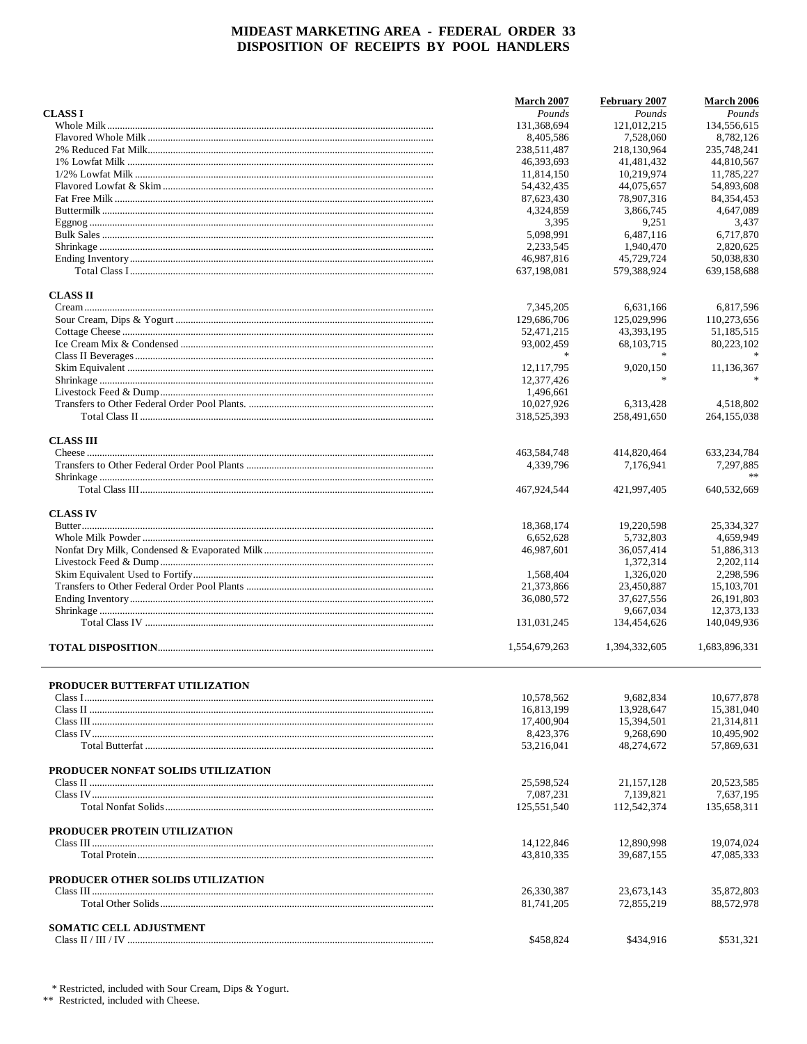# MIDEAST MARKETING AREA - FEDERAL ORDER 33
## DISPOSITION OF RECEIPTS BY POOL HANDLERS

| | March 2007 | February 2007 | March 2006 |
|---|---|---|---|
| **CLASS I** | *Pounds* | *Pounds* | *Pounds* |
| Whole Milk | 131,368,694 | 121,012,215 | 134,556,615 |
| Flavored Whole Milk | 8,405,586 | 7,528,060 | 8,782,126 |
| 2% Reduced Fat Milk | 238,511,487 | 218,130,964 | 235,748,241 |
| 1% Lowfat Milk | 46,393,693 | 41,481,432 | 44,810,567 |
| 1/2% Lowfat Milk | 11,814,150 | 10,219,974 | 11,785,227 |
| Flavored Lowfat & Skim | 54,432,435 | 44,075,657 | 54,893,608 |
| Fat Free Milk | 87,623,430 | 78,907,316 | 84,354,453 |
| Buttermilk | 4,324,859 | 3,866,745 | 4,647,089 |
| Eggnog | 3,395 | 9,251 | 3,437 |
| Bulk Sales | 5,098,991 | 6,487,116 | 6,717,870 |
| Shrinkage | 2,233,545 | 1,940,470 | 2,820,625 |
| Ending Inventory | 46,987,816 | 45,729,724 | 50,038,830 |
| Total Class I | 637,198,081 | 579,388,924 | 639,158,688 |
| **CLASS II** | | | |
| Cream | 7,345,205 | 6,631,166 | 6,817,596 |
| Sour Cream, Dips & Yogurt | 129,686,706 | 125,029,996 | 110,273,656 |
| Cottage Cheese | 52,471,215 | 43,393,195 | 51,185,515 |
| Ice Cream Mix & Condensed | 93,002,459 | 68,103,715 | 80,223,102 |
| Class II Beverages | * | * | * |
| Skim Equivalent | 12,117,795 | 9,020,150 | 11,136,367 |
| Shrinkage | 12,377,426 | * | * |
| Livestock Feed & Dump | 1,496,661 | | |
| Transfers to Other Federal Order Pool Plants. | 10,027,926 | 6,313,428 | 4,518,802 |
| Total Class II | 318,525,393 | 258,491,650 | 264,155,038 |
| **CLASS III** | | | |
| Cheese | 463,584,748 | 414,820,464 | 633,234,784 |
| Transfers to Other Federal Order Pool Plants | 4,339,796 | 7,176,941 | 7,297,885 |
| Shrinkage | | | ** |
| Total Class III | 467,924,544 | 421,997,405 | 640,532,669 |
| **CLASS IV** | | | |
| Butter | 18,368,174 | 19,220,598 | 25,334,327 |
| Whole Milk Powder | 6,652,628 | 5,732,803 | 4,659,949 |
| Nonfat Dry Milk, Condensed & Evaporated Milk | 46,987,601 | 36,057,414 | 51,886,313 |
| Livestock Feed & Dump | | 1,372,314 | 2,202,114 |
| Skim Equivalent Used to Fortify | 1,568,404 | 1,326,020 | 2,298,596 |
| Transfers to Other Federal Order Pool Plants | 21,373,866 | 23,450,887 | 15,103,701 |
| Ending Inventory | 36,080,572 | 37,627,556 | 26,191,803 |
| Shrinkage | | 9,667,034 | 12,373,133 |
| Total Class IV | 131,031,245 | 134,454,626 | 140,049,936 |
| **TOTAL DISPOSITION** | 1,554,679,263 | 1,394,332,605 | 1,683,896,331 |

| | March 2007 | February 2007 | March 2006 |
|---|---|---|---|
| **PRODUCER BUTTERFAT UTILIZATION** | | | |
| Class I | 10,578,562 | 9,682,834 | 10,677,878 |
| Class II | 16,813,199 | 13,928,647 | 15,381,040 |
| Class III | 17,400,904 | 15,394,501 | 21,314,811 |
| Class IV | 8,423,376 | 9,268,690 | 10,495,902 |
| Total Butterfat | 53,216,041 | 48,274,672 | 57,869,631 |
| **PRODUCER NONFAT SOLIDS UTILIZATION** | | | |
| Class II | 25,598,524 | 21,157,128 | 20,523,585 |
| Class IV | 7,087,231 | 7,139,821 | 7,637,195 |
| Total Nonfat Solids | 125,551,540 | 112,542,374 | 135,658,311 |
| **PRODUCER PROTEIN UTILIZATION** | | | |
| Class III | 14,122,846 | 12,890,998 | 19,074,024 |
| Total Protein | 43,810,335 | 39,687,155 | 47,085,333 |
| **PRODUCER OTHER SOLIDS UTILIZATION** | | | |
| Class III | 26,330,387 | 23,673,143 | 35,872,803 |
| Total Other Solids | 81,741,205 | 72,855,219 | 88,572,978 |
| **SOMATIC CELL ADJUSTMENT** | | | |
| Class II / III / IV | $458,824 | $434,916 | $531,321 |

\* Restricted, included with Sour Cream, Dips & Yogurt.
** Restricted, included with Cheese.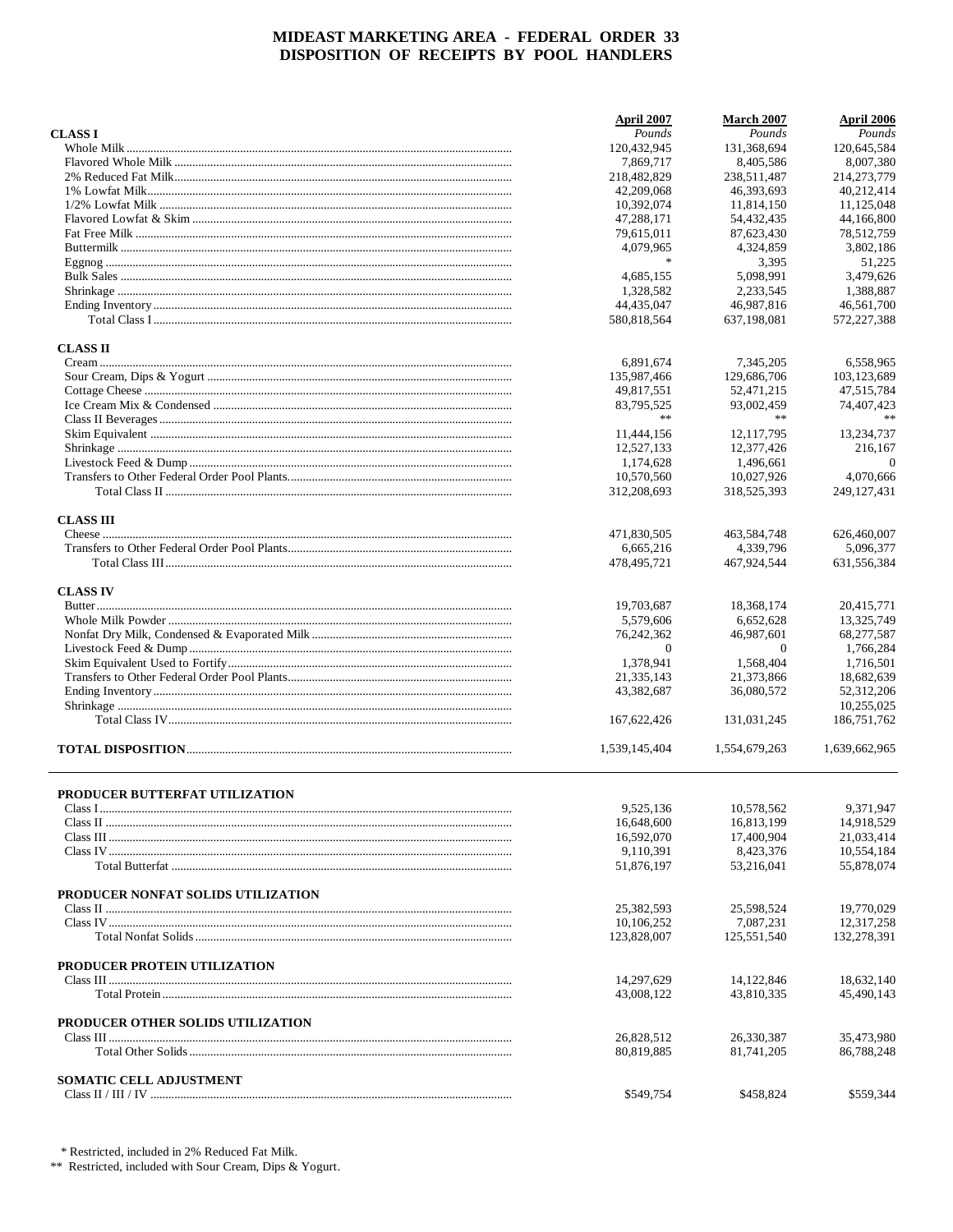# MIDEAST MARKETING AREA - FEDERAL ORDER 33
# DISPOSITION OF RECEIPTS BY POOL HANDLERS

| | April 2007 | March 2007 | April 2006 |
|---|---|---|---|
| **CLASS I** | *Pounds* | *Pounds* | *Pounds* |
| Whole Milk | 120,432,945 | 131,368,694 | 120,645,584 |
| Flavored Whole Milk | 7,869,717 | 8,405,586 | 8,007,380 |
| 2% Reduced Fat Milk | 218,482,829 | 238,511,487 | 214,273,779 |
| 1% Lowfat Milk | 42,209,068 | 46,393,693 | 40,212,414 |
| 1/2% Lowfat Milk | 10,392,074 | 11,814,150 | 11,125,048 |
| Flavored Lowfat & Skim | 47,288,171 | 54,432,435 | 44,166,800 |
| Fat Free Milk | 79,615,011 | 87,623,430 | 78,512,759 |
| Buttermilk | 4,079,965 | 4,324,859 | 3,802,186 |
| Eggnog | * | 3,395 | 51,225 |
| Bulk Sales | 4,685,155 | 5,098,991 | 3,479,626 |
| Shrinkage | 1,328,582 | 2,233,545 | 1,388,887 |
| Ending Inventory | 44,435,047 | 46,987,816 | 46,561,700 |
| Total Class I | 580,818,564 | 637,198,081 | 572,227,388 |
| **CLASS II** | | | |
| Cream | 6,891,674 | 7,345,205 | 6,558,965 |
| Sour Cream, Dips & Yogurt | 135,987,466 | 129,686,706 | 103,123,689 |
| Cottage Cheese | 49,817,551 | 52,471,215 | 47,515,784 |
| Ice Cream Mix & Condensed | 83,795,525 | 93,002,459 | 74,407,423 |
| Class II Beverages | ** | ** | ** |
| Skim Equivalent | 11,444,156 | 12,117,795 | 13,234,737 |
| Shrinkage | 12,527,133 | 12,377,426 | 216,167 |
| Livestock Feed & Dump | 1,174,628 | 1,496,661 | 0 |
| Transfers to Other Federal Order Pool Plants | 10,570,560 | 10,027,926 | 4,070,666 |
| Total Class II | 312,208,693 | 318,525,393 | 249,127,431 |
| **CLASS III** | | | |
| Cheese | 471,830,505 | 463,584,748 | 626,460,007 |
| Transfers to Other Federal Order Pool Plants | 6,665,216 | 4,339,796 | 5,096,377 |
| Total Class III | 478,495,721 | 467,924,544 | 631,556,384 |
| **CLASS IV** | | | |
| Butter | 19,703,687 | 18,368,174 | 20,415,771 |
| Whole Milk Powder | 5,579,606 | 6,652,628 | 13,325,749 |
| Nonfat Dry Milk, Condensed & Evaporated Milk | 76,242,362 | 46,987,601 | 68,277,587 |
| Livestock Feed & Dump | 0 | 0 | 1,766,284 |
| Skim Equivalent Used to Fortify | 1,378,941 | 1,568,404 | 1,716,501 |
| Transfers to Other Federal Order Pool Plants | 21,335,143 | 21,373,866 | 18,682,639 |
| Ending Inventory | 43,382,687 | 36,080,572 | 52,312,206 |
| Shrinkage | | | 10,255,025 |
| Total Class IV | 167,622,426 | 131,031,245 | 186,751,762 |
| **TOTAL DISPOSITION** | 1,539,145,404 | 1,554,679,263 | 1,639,662,965 |

| | April 2007 | March 2007 | April 2006 |
|---|---|---|---|
| **PRODUCER BUTTERFAT UTILIZATION** | | | |
| Class I | 9,525,136 | 10,578,562 | 9,371,947 |
| Class II | 16,648,600 | 16,813,199 | 14,918,529 |
| Class III | 16,592,070 | 17,400,904 | 21,033,414 |
| Class IV | 9,110,391 | 8,423,376 | 10,554,184 |
| Total Butterfat | 51,876,197 | 53,216,041 | 55,878,074 |
| **PRODUCER NONFAT SOLIDS UTILIZATION** | | | |
| Class II | 25,382,593 | 25,598,524 | 19,770,029 |
| Class IV | 10,106,252 | 7,087,231 | 12,317,258 |
| Total Nonfat Solids | 123,828,007 | 125,551,540 | 132,278,391 |
| **PRODUCER PROTEIN UTILIZATION** | | | |
| Class III | 14,297,629 | 14,122,846 | 18,632,140 |
| Total Protein | 43,008,122 | 43,810,335 | 45,490,143 |
| **PRODUCER OTHER SOLIDS UTILIZATION** | | | |
| Class III | 26,828,512 | 26,330,387 | 35,473,980 |
| Total Other Solids | 80,819,885 | 81,741,205 | 86,788,248 |
| **SOMATIC CELL ADJUSTMENT** | | | |
| Class II / III / IV | $549,754 | $458,824 | $559,344 |

\* Restricted, included in 2% Reduced Fat Milk.

** Restricted, included with Sour Cream, Dips & Yogurt.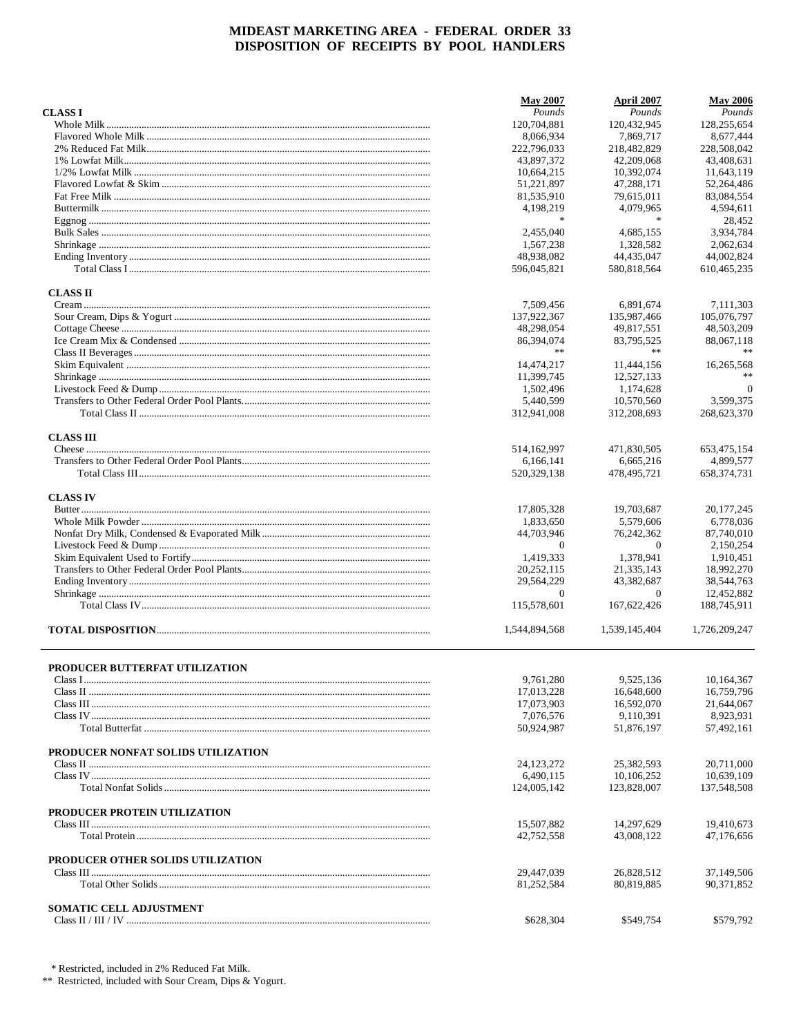# MIDEAST MARKETING AREA - FEDERAL ORDER 33
## DISPOSITION OF RECEIPTS BY POOL HANDLERS

| | May 2007 | April 2007 | May 2006 |
|---|---|---|---|
| **CLASS I** | *Pounds* | *Pounds* | *Pounds* |
| Whole Milk | 120,704,881 | 120,432,945 | 128,255,654 |
| Flavored Whole Milk | 8,066,934 | 7,869,717 | 8,677,444 |
| 2% Reduced Fat Milk | 222,796,033 | 218,482,829 | 228,508,042 |
| 1% Lowfat Milk | 43,897,372 | 42,209,068 | 43,408,631 |
| 1/2% Lowfat Milk | 10,664,215 | 10,392,074 | 11,643,119 |
| Flavored Lowfat & Skim | 51,221,897 | 47,288,171 | 52,264,486 |
| Fat Free Milk | 81,535,910 | 79,615,011 | 83,084,554 |
| Buttermilk | 4,198,219 | 4,079,965 | 4,594,611 |
| Eggnog | * | * | 28,452 |
| Bulk Sales | 2,455,040 | 4,685,155 | 3,934,784 |
| Shrinkage | 1,567,238 | 1,328,582 | 2,062,634 |
| Ending Inventory | 48,938,082 | 44,435,047 | 44,002,824 |
| Total Class I | 596,045,821 | 580,818,564 | 610,465,235 |
| **CLASS II** | | | |
| Cream | 7,509,456 | 6,891,674 | 7,111,303 |
| Sour Cream, Dips & Yogurt | 137,922,367 | 135,987,466 | 105,076,797 |
| Cottage Cheese | 48,298,054 | 49,817,551 | 48,503,209 |
| Ice Cream Mix & Condensed | 86,394,074 | 83,795,525 | 88,067,118 |
| Class II Beverages | ** | ** | ** |
| Skim Equivalent | 14,474,217 | 11,444,156 | 16,265,568 |
| Shrinkage | 11,399,745 | 12,527,133 | ** |
| Livestock Feed & Dump | 1,502,496 | 1,174,628 | 0 |
| Transfers to Other Federal Order Pool Plants | 5,440,599 | 10,570,560 | 3,599,375 |
| Total Class II | 312,941,008 | 312,208,693 | 268,623,370 |
| **CLASS III** | | | |
| Cheese | 514,162,997 | 471,830,505 | 653,475,154 |
| Transfers to Other Federal Order Pool Plants | 6,166,141 | 6,665,216 | 4,899,577 |
| Total Class III | 520,329,138 | 478,495,721 | 658,374,731 |
| **CLASS IV** | | | |
| Butter | 17,805,328 | 19,703,687 | 20,177,245 |
| Whole Milk Powder | 1,833,650 | 5,579,606 | 6,778,036 |
| Nonfat Dry Milk, Condensed & Evaporated Milk | 44,703,946 | 76,242,362 | 87,740,010 |
| Livestock Feed & Dump | 0 | 0 | 2,150,254 |
| Skim Equivalent Used to Fortify | 1,419,333 | 1,378,941 | 1,910,451 |
| Transfers to Other Federal Order Pool Plants | 20,252,115 | 21,335,143 | 18,992,270 |
| Ending Inventory | 29,564,229 | 43,382,687 | 38,544,763 |
| Shrinkage | 0 | 0 | 12,452,882 |
| Total Class IV | 115,578,601 | 167,622,426 | 188,745,911 |
| **TOTAL DISPOSITION** | 1,544,894,568 | 1,539,145,404 | 1,726,209,247 |

| | May 2007 | April 2007 | May 2006 |
|---|---|---|---|
| **PRODUCER BUTTERFAT UTILIZATION** | | | |
| Class I | 9,761,280 | 9,525,136 | 10,164,367 |
| Class II | 17,013,228 | 16,648,600 | 16,759,796 |
| Class III | 17,073,903 | 16,592,070 | 21,644,067 |
| Class IV | 7,076,576 | 9,110,391 | 8,923,931 |
| Total Butterfat | 50,924,987 | 51,876,197 | 57,492,161 |
| **PRODUCER NONFAT SOLIDS UTILIZATION** | | | |
| Class II | 24,123,272 | 25,382,593 | 20,711,000 |
| Class IV | 6,490,115 | 10,106,252 | 10,639,109 |
| Total Nonfat Solids | 124,005,142 | 123,828,007 | 137,548,508 |
| **PRODUCER PROTEIN UTILIZATION** | | | |
| Class III | 15,507,882 | 14,297,629 | 19,410,673 |
| Total Protein | 42,752,558 | 43,008,122 | 47,176,656 |
| **PRODUCER OTHER SOLIDS UTILIZATION** | | | |
| Class III | 29,447,039 | 26,828,512 | 37,149,506 |
| Total Other Solids | 81,252,584 | 80,819,885 | 90,371,852 |
| **SOMATIC CELL ADJUSTMENT** | | | |
| Class II / III / IV | $628,304 | $549,754 | $579,792 |

\* Restricted, included in 2% Reduced Fat Milk.
\** Restricted, included with Sour Cream, Dips & Yogurt.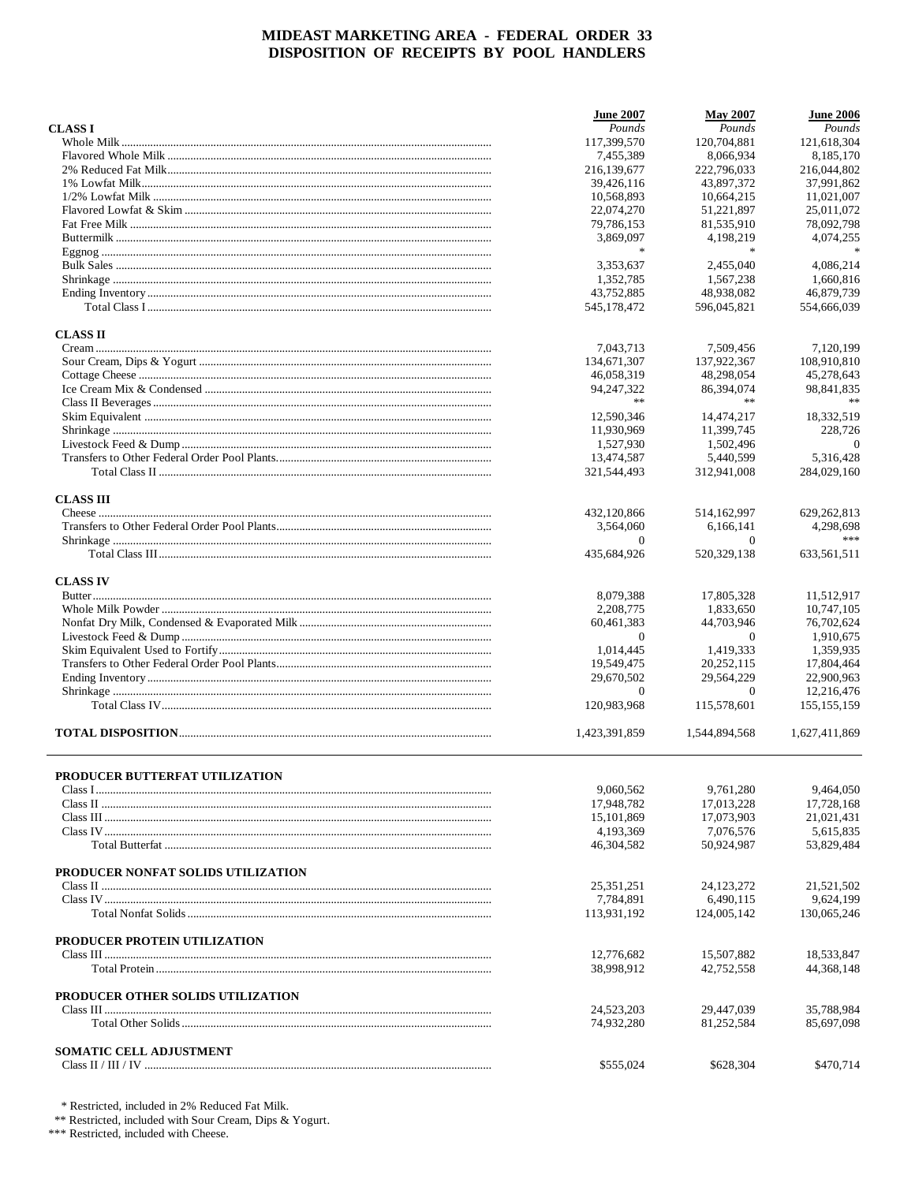# MIDEAST MARKETING AREA - FEDERAL ORDER 33
# DISPOSITION OF RECEIPTS BY POOL HANDLERS

| | June 2007 | May 2007 | June 2006 |
|---|---|---|---|
| **CLASS I** | *Pounds* | *Pounds* | *Pounds* |
| Whole Milk | 117,399,570 | 120,704,881 | 121,618,304 |
| Flavored Whole Milk | 7,455,389 | 8,066,934 | 8,185,170 |
| 2% Reduced Fat Milk | 216,139,677 | 222,796,033 | 216,044,802 |
| 1% Lowfat Milk | 39,426,116 | 43,897,372 | 37,991,862 |
| 1/2% Lowfat Milk | 10,568,893 | 10,664,215 | 11,021,007 |
| Flavored Lowfat & Skim | 22,074,270 | 51,221,897 | 25,011,072 |
| Fat Free Milk | 79,786,153 | 81,535,910 | 78,092,798 |
| Buttermilk | 3,869,097 | 4,198,219 | 4,074,255 |
| Eggnog | * | * | * |
| Bulk Sales | 3,353,637 | 2,455,040 | 4,086,214 |
| Shrinkage | 1,352,785 | 1,567,238 | 1,660,816 |
| Ending Inventory | 43,752,885 | 48,938,082 | 46,879,739 |
| Total Class I | 545,178,472 | 596,045,821 | 554,666,039 |
| **CLASS II** | | | |
| Cream | 7,043,713 | 7,509,456 | 7,120,199 |
| Sour Cream, Dips & Yogurt | 134,671,307 | 137,922,367 | 108,910,810 |
| Cottage Cheese | 46,058,319 | 48,298,054 | 45,278,643 |
| Ice Cream Mix & Condensed | 94,247,322 | 86,394,074 | 98,841,835 |
| Class II Beverages | ** | ** | ** |
| Skim Equivalent | 12,590,346 | 14,474,217 | 18,332,519 |
| Shrinkage | 11,930,969 | 11,399,745 | 228,726 |
| Livestock Feed & Dump | 1,527,930 | 1,502,496 | 0 |
| Transfers to Other Federal Order Pool Plants | 13,474,587 | 5,440,599 | 5,316,428 |
| Total Class II | 321,544,493 | 312,941,008 | 284,029,160 |
| **CLASS III** | | | |
| Cheese | 432,120,866 | 514,162,997 | 629,262,813 |
| Transfers to Other Federal Order Pool Plants | 3,564,060 | 6,166,141 | 4,298,698 |
| Shrinkage | 0 | 0 | *** |
| Total Class III | 435,684,926 | 520,329,138 | 633,561,511 |
| **CLASS IV** | | | |
| Butter | 8,079,388 | 17,805,328 | 11,512,917 |
| Whole Milk Powder | 2,208,775 | 1,833,650 | 10,747,105 |
| Nonfat Dry Milk, Condensed & Evaporated Milk | 60,461,383 | 44,703,946 | 76,702,624 |
| Livestock Feed & Dump | 0 | 0 | 1,910,675 |
| Skim Equivalent Used to Fortify | 1,014,445 | 1,419,333 | 1,359,935 |
| Transfers to Other Federal Order Pool Plants | 19,549,475 | 20,252,115 | 17,804,464 |
| Ending Inventory | 29,670,502 | 29,564,229 | 22,900,963 |
| Shrinkage | 0 | 0 | 12,216,476 |
| Total Class IV | 120,983,968 | 115,578,601 | 155,155,159 |
| **TOTAL DISPOSITION** | 1,423,391,859 | 1,544,894,568 | 1,627,411,869 |

| | June 2007 | May 2007 | June 2006 |
|---|---|---|---|
| **PRODUCER BUTTERFAT UTILIZATION** | | | |
| Class I | 9,060,562 | 9,761,280 | 9,464,050 |
| Class II | 17,948,782 | 17,013,228 | 17,728,168 |
| Class III | 15,101,869 | 17,073,903 | 21,021,431 |
| Class IV | 4,193,369 | 7,076,576 | 5,615,835 |
| Total Butterfat | 46,304,582 | 50,924,987 | 53,829,484 |
| **PRODUCER NONFAT SOLIDS UTILIZATION** | | | |
| Class II | 25,351,251 | 24,123,272 | 21,521,502 |
| Class IV | 7,784,891 | 6,490,115 | 9,624,199 |
| Total Nonfat Solids | 113,931,192 | 124,005,142 | 130,065,246 |
| **PRODUCER PROTEIN UTILIZATION** | | | |
| Class III | 12,776,682 | 15,507,882 | 18,533,847 |
| Total Protein | 38,998,912 | 42,752,558 | 44,368,148 |
| **PRODUCER OTHER SOLIDS UTILIZATION** | | | |
| Class III | 24,523,203 | 29,447,039 | 35,788,984 |
| Total Other Solids | 74,932,280 | 81,252,584 | 85,697,098 |
| **SOMATIC CELL ADJUSTMENT** | | | |
| Class II / III / IV | $555,024 | $628,304 | $470,714 |

\* Restricted, included in 2% Reduced Fat Milk.
** Restricted, included with Sour Cream, Dips & Yogurt.
*** Restricted, included with Cheese.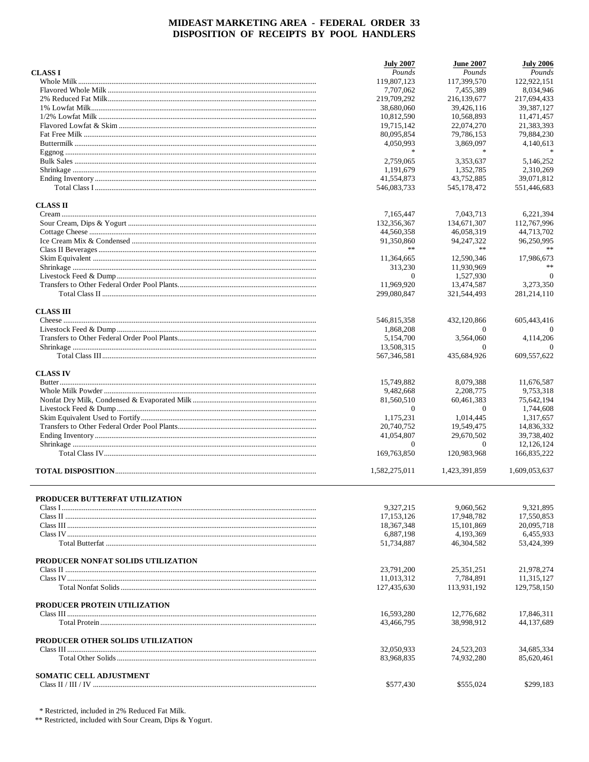# MIDEAST MARKETING AREA - FEDERAL ORDER 33
## DISPOSITION OF RECEIPTS BY POOL HANDLERS

| | July 2007 | June 2007 | July 2006 |
|---|---|---|---|
| | *Pounds* | *Pounds* | *Pounds* |
| **CLASS I** | | | |
| Whole Milk | 119,807,123 | 117,399,570 | 122,922,151 |
| Flavored Whole Milk | 7,707,062 | 7,455,389 | 8,034,946 |
| 2% Reduced Fat Milk | 219,709,292 | 216,139,677 | 217,694,433 |
| 1% Lowfat Milk | 38,680,060 | 39,426,116 | 39,387,127 |
| 1/2% Lowfat Milk | 10,812,590 | 10,568,893 | 11,471,457 |
| Flavored Lowfat & Skim | 19,715,142 | 22,074,270 | 21,383,393 |
| Fat Free Milk | 80,095,854 | 79,786,153 | 79,884,230 |
| Buttermilk | 4,050,993 | 3,869,097 | 4,140,613 |
| Eggnog | * | * | * |
| Bulk Sales | 2,759,065 | 3,353,637 | 5,146,252 |
| Shrinkage | 1,191,679 | 1,352,785 | 2,310,269 |
| Ending Inventory | 41,554,873 | 43,752,885 | 39,071,812 |
| Total Class I | 546,083,733 | 545,178,472 | 551,446,683 |
| **CLASS II** | | | |
| Cream | 7,165,447 | 7,043,713 | 6,221,394 |
| Sour Cream, Dips & Yogurt | 132,356,367 | 134,671,307 | 112,767,996 |
| Cottage Cheese | 44,560,358 | 46,058,319 | 44,713,702 |
| Ice Cream Mix & Condensed | 91,350,860 | 94,247,322 | 96,250,995 |
| Class II Beverages | ** | ** | ** |
| Skim Equivalent | 11,364,665 | 12,590,346 | 17,986,673 |
| Shrinkage | 313,230 | 11,930,969 | ** |
| Livestock Feed & Dump | 0 | 1,527,930 | 0 |
| Transfers to Other Federal Order Pool Plants | 11,969,920 | 13,474,587 | 3,273,350 |
| Total Class II | 299,080,847 | 321,544,493 | 281,214,110 |
| **CLASS III** | | | |
| Cheese | 546,815,358 | 432,120,866 | 605,443,416 |
| Livestock Feed & Dump | 1,868,208 | 0 | 0 |
| Transfers to Other Federal Order Pool Plants | 5,154,700 | 3,564,060 | 4,114,206 |
| Shrinkage | 13,508,315 | 0 | 0 |
| Total Class III | 567,346,581 | 435,684,926 | 609,557,622 |
| **CLASS IV** | | | |
| Butter | 15,749,882 | 8,079,388 | 11,676,587 |
| Whole Milk Powder | 9,482,668 | 2,208,775 | 9,753,318 |
| Nonfat Dry Milk, Condensed & Evaporated Milk | 81,560,510 | 60,461,383 | 75,642,194 |
| Livestock Feed & Dump | 0 | 0 | 1,744,608 |
| Skim Equivalent Used to Fortify | 1,175,231 | 1,014,445 | 1,317,657 |
| Transfers to Other Federal Order Pool Plants | 20,740,752 | 19,549,475 | 14,836,332 |
| Ending Inventory | 41,054,807 | 29,670,502 | 39,738,402 |
| Shrinkage | 0 | 0 | 12,126,124 |
| Total Class IV | 169,763,850 | 120,983,968 | 166,835,222 |
| **TOTAL DISPOSITION** | 1,582,275,011 | 1,423,391,859 | 1,609,053,637 |

| | July 2007 | June 2007 | July 2006 |
|---|---|---|---|
| **PRODUCER BUTTERFAT UTILIZATION** | | | |
| Class I | 9,327,215 | 9,060,562 | 9,321,895 |
| Class II | 17,153,126 | 17,948,782 | 17,550,853 |
| Class III | 18,367,348 | 15,101,869 | 20,095,718 |
| Class IV | 6,887,198 | 4,193,369 | 6,455,933 |
| Total Butterfat | 51,734,887 | 46,304,582 | 53,424,399 |
| **PRODUCER NONFAT SOLIDS UTILIZATION** | | | |
| Class II | 23,791,200 | 25,351,251 | 21,978,274 |
| Class IV | 11,013,312 | 7,784,891 | 11,315,127 |
| Total Nonfat Solids | 127,435,630 | 113,931,192 | 129,758,150 |
| **PRODUCER PROTEIN UTILIZATION** | | | |
| Class III | 16,593,280 | 12,776,682 | 17,846,311 |
| Total Protein | 43,466,795 | 38,998,912 | 44,137,689 |
| **PRODUCER OTHER SOLIDS UTILIZATION** | | | |
| Class III | 32,050,933 | 24,523,203 | 34,685,334 |
| Total Other Solids | 83,968,835 | 74,932,280 | 85,620,461 |
| **SOMATIC CELL ADJUSTMENT** | | | |
| Class II / III / IV | $577,430 | $555,024 | $299,183 |

\* Restricted, included in 2% Reduced Fat Milk.

\*\* Restricted, included with Sour Cream, Dips & Yogurt.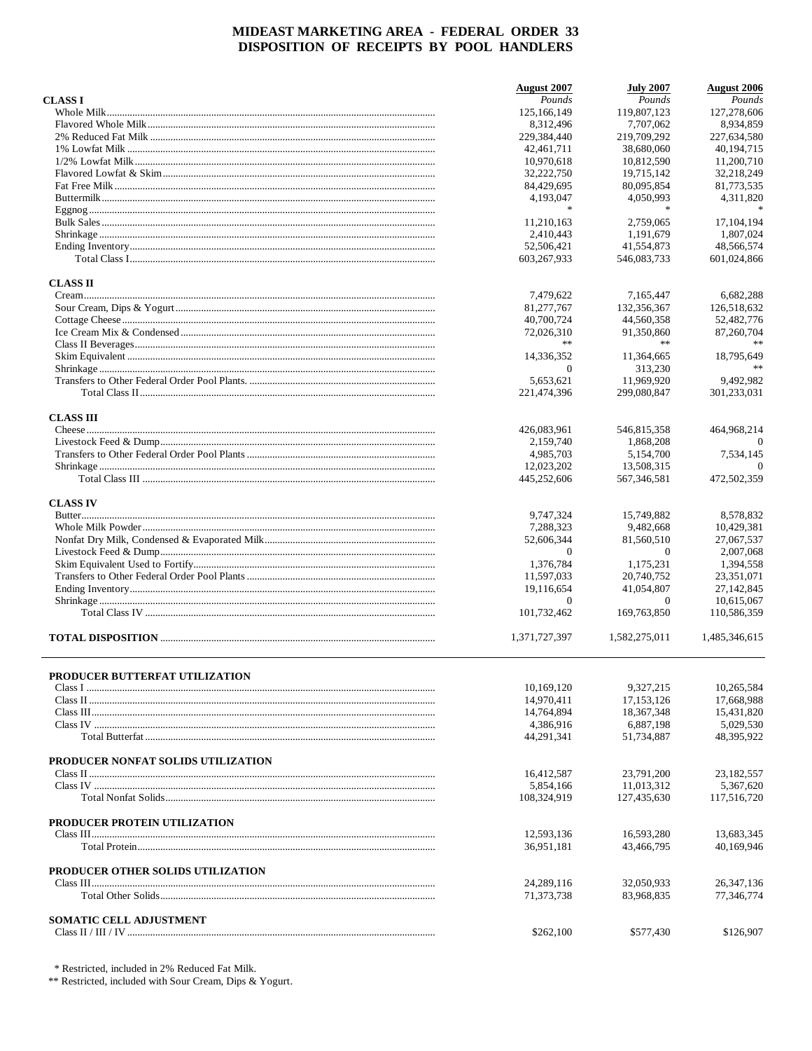# MIDEAST MARKETING AREA - FEDERAL ORDER 33
# DISPOSITION OF RECEIPTS BY POOL HANDLERS

| | August 2007 | July 2007 | August 2006 |
|---|---|---|---|
| **CLASS I** | *Pounds* | *Pounds* | *Pounds* |
| Whole Milk | 125,166,149 | 119,807,123 | 127,278,606 |
| Flavored Whole Milk | 8,312,496 | 7,707,062 | 8,934,859 |
| 2% Reduced Fat Milk | 229,384,440 | 219,709,292 | 227,634,580 |
| 1% Lowfat Milk | 42,461,711 | 38,680,060 | 40,194,715 |
| 1/2% Lowfat Milk | 10,970,618 | 10,812,590 | 11,200,710 |
| Flavored Lowfat & Skim | 32,222,750 | 19,715,142 | 32,218,249 |
| Fat Free Milk | 84,429,695 | 80,095,854 | 81,773,535 |
| Buttermilk | 4,193,047 | 4,050,993 | 4,311,820 |
| Eggnog | * | * | * |
| Bulk Sales | 11,210,163 | 2,759,065 | 17,104,194 |
| Shrinkage | 2,410,443 | 1,191,679 | 1,807,024 |
| Ending Inventory | 52,506,421 | 41,554,873 | 48,566,574 |
| Total Class I | 603,267,933 | 546,083,733 | 601,024,866 |
| **CLASS II** | | | |
| Cream | 7,479,622 | 7,165,447 | 6,682,288 |
| Sour Cream, Dips & Yogurt | 81,277,767 | 132,356,367 | 126,518,632 |
| Cottage Cheese | 40,700,724 | 44,560,358 | 52,482,776 |
| Ice Cream Mix & Condensed | 72,026,310 | 91,350,860 | 87,260,704 |
| Class II Beverages | ** | ** | ** |
| Skim Equivalent | 14,336,352 | 11,364,665 | 18,795,649 |
| Shrinkage | 0 | 313,230 | ** |
| Transfers to Other Federal Order Pool Plants. | 5,653,621 | 11,969,920 | 9,492,982 |
| Total Class II | 221,474,396 | 299,080,847 | 301,233,031 |
| **CLASS III** | | | |
| Cheese | 426,083,961 | 546,815,358 | 464,968,214 |
| Livestock Feed & Dump | 2,159,740 | 1,868,208 | 0 |
| Transfers to Other Federal Order Pool Plants | 4,985,703 | 5,154,700 | 7,534,145 |
| Shrinkage | 12,023,202 | 13,508,315 | 0 |
| Total Class III | 445,252,606 | 567,346,581 | 472,502,359 |
| **CLASS IV** | | | |
| Butter | 9,747,324 | 15,749,882 | 8,578,832 |
| Whole Milk Powder | 7,288,323 | 9,482,668 | 10,429,381 |
| Nonfat Dry Milk, Condensed & Evaporated Milk | 52,606,344 | 81,560,510 | 27,067,537 |
| Livestock Feed & Dump | 0 | 0 | 2,007,068 |
| Skim Equivalent Used to Fortify | 1,376,784 | 1,175,231 | 1,394,558 |
| Transfers to Other Federal Order Pool Plants | 11,597,033 | 20,740,752 | 23,351,071 |
| Ending Inventory | 19,116,654 | 41,054,807 | 27,142,845 |
| Shrinkage | 0 | 0 | 10,615,067 |
| Total Class IV | 101,732,462 | 169,763,850 | 110,586,359 |
| **TOTAL DISPOSITION** | 1,371,727,397 | 1,582,275,011 | 1,485,346,615 |

| | August 2007 | July 2007 | August 2006 |
|---|---|---|---|
| **PRODUCER BUTTERFAT UTILIZATION** | | | |
| Class I | 10,169,120 | 9,327,215 | 10,265,584 |
| Class II | 14,970,411 | 17,153,126 | 17,668,988 |
| Class III | 14,764,894 | 18,367,348 | 15,431,820 |
| Class IV | 4,386,916 | 6,887,198 | 5,029,530 |
| Total Butterfat | 44,291,341 | 51,734,887 | 48,395,922 |
| **PRODUCER NONFAT SOLIDS UTILIZATION** | | | |
| Class II | 16,412,587 | 23,791,200 | 23,182,557 |
| Class IV | 5,854,166 | 11,013,312 | 5,367,620 |
| Total Nonfat Solids | 108,324,919 | 127,435,630 | 117,516,720 |
| **PRODUCER PROTEIN UTILIZATION** | | | |
| Class III | 12,593,136 | 16,593,280 | 13,683,345 |
| Total Protein | 36,951,181 | 43,466,795 | 40,169,946 |
| **PRODUCER OTHER SOLIDS UTILIZATION** | | | |
| Class III | 24,289,116 | 32,050,933 | 26,347,136 |
| Total Other Solids | 71,373,738 | 83,968,835 | 77,346,774 |
| **SOMATIC CELL ADJUSTMENT** | | | |
| Class II / III / IV | $262,100 | $577,430 | $126,907 |

\* Restricted, included in 2% Reduced Fat Milk.
** Restricted, included with Sour Cream, Dips & Yogurt.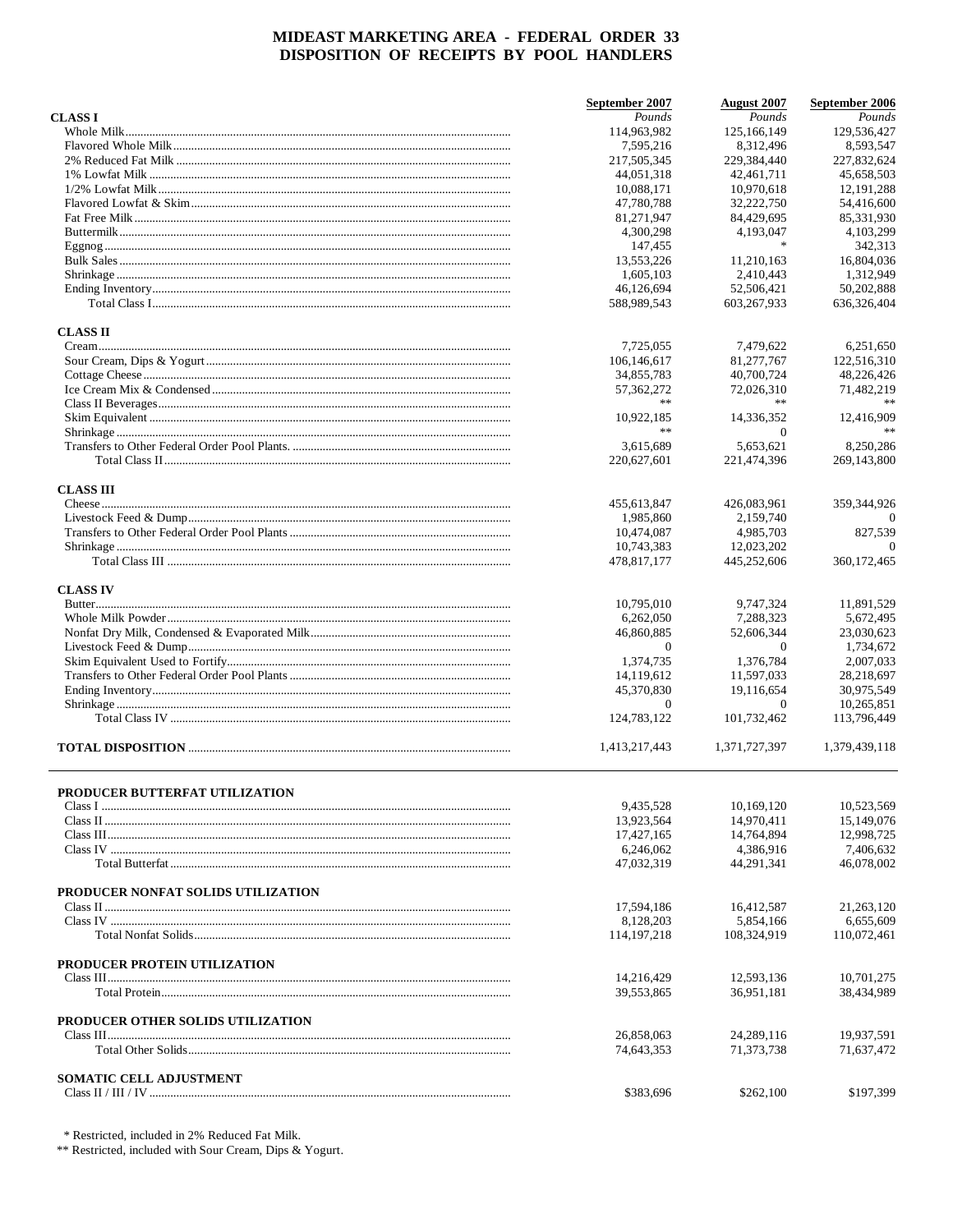# MIDEAST MARKETING AREA - FEDERAL ORDER 33
## DISPOSITION OF RECEIPTS BY POOL HANDLERS

| | September 2007 | August 2007 | September 2006 |
|---|---|---|---|
| **CLASS I** | *Pounds* | *Pounds* | *Pounds* |
| Whole Milk | 114,963,982 | 125,166,149 | 129,536,427 |
| Flavored Whole Milk | 7,595,216 | 8,312,496 | 8,593,547 |
| 2% Reduced Fat Milk | 217,505,345 | 229,384,440 | 227,832,624 |
| 1% Lowfat Milk | 44,051,318 | 42,461,711 | 45,658,503 |
| 1/2% Lowfat Milk | 10,088,171 | 10,970,618 | 12,191,288 |
| Flavored Lowfat & Skim | 47,780,788 | 32,222,750 | 54,416,600 |
| Fat Free Milk | 81,271,947 | 84,429,695 | 85,331,930 |
| Buttermilk | 4,300,298 | 4,193,047 | 4,103,299 |
| Eggnog | 147,455 | * | 342,313 |
| Bulk Sales | 13,553,226 | 11,210,163 | 16,804,036 |
| Shrinkage | 1,605,103 | 2,410,443 | 1,312,949 |
| Ending Inventory | 46,126,694 | 52,506,421 | 50,202,888 |
| Total Class I | 588,989,543 | 603,267,933 | 636,326,404 |
| **CLASS II** | | | |
| Cream | 7,725,055 | 7,479,622 | 6,251,650 |
| Sour Cream, Dips & Yogurt | 106,146,617 | 81,277,767 | 122,516,310 |
| Cottage Cheese | 34,855,783 | 40,700,724 | 48,226,426 |
| Ice Cream Mix & Condensed | 57,362,272 | 72,026,310 | 71,482,219 |
| Class II Beverages | ** | ** | ** |
| Skim Equivalent | 10,922,185 | 14,336,352 | 12,416,909 |
| Shrinkage | ** | 0 | ** |
| Transfers to Other Federal Order Pool Plants. | 3,615,689 | 5,653,621 | 8,250,286 |
| Total Class II | 220,627,601 | 221,474,396 | 269,143,800 |
| **CLASS III** | | | |
| Cheese | 455,613,847 | 426,083,961 | 359,344,926 |
| Livestock Feed & Dump | 1,985,860 | 2,159,740 | 0 |
| Transfers to Other Federal Order Pool Plants | 10,474,087 | 4,985,703 | 827,539 |
| Shrinkage | 10,743,383 | 12,023,202 | 0 |
| Total Class III | 478,817,177 | 445,252,606 | 360,172,465 |
| **CLASS IV** | | | |
| Butter | 10,795,010 | 9,747,324 | 11,891,529 |
| Whole Milk Powder | 6,262,050 | 7,288,323 | 5,672,495 |
| Nonfat Dry Milk, Condensed & Evaporated Milk | 46,860,885 | 52,606,344 | 23,030,623 |
| Livestock Feed & Dump | 0 | 0 | 1,734,672 |
| Skim Equivalent Used to Fortify | 1,374,735 | 1,376,784 | 2,007,033 |
| Transfers to Other Federal Order Pool Plants | 14,119,612 | 11,597,033 | 28,218,697 |
| Ending Inventory | 45,370,830 | 19,116,654 | 30,975,549 |
| Shrinkage | 0 | 0 | 10,265,851 |
| Total Class IV | 124,783,122 | 101,732,462 | 113,796,449 |
| **TOTAL DISPOSITION** | 1,413,217,443 | 1,371,727,397 | 1,379,439,118 |

| | September 2007 | August 2007 | September 2006 |
|---|---|---|---|
| **PRODUCER BUTTERFAT UTILIZATION** | | | |
| Class I | 9,435,528 | 10,169,120 | 10,523,569 |
| Class II | 13,923,564 | 14,970,411 | 15,149,076 |
| Class III | 17,427,165 | 14,764,894 | 12,998,725 |
| Class IV | 6,246,062 | 4,386,916 | 7,406,632 |
| Total Butterfat | 47,032,319 | 44,291,341 | 46,078,002 |
| **PRODUCER NONFAT SOLIDS UTILIZATION** | | | |
| Class II | 17,594,186 | 16,412,587 | 21,263,120 |
| Class IV | 8,128,203 | 5,854,166 | 6,655,609 |
| Total Nonfat Solids | 114,197,218 | 108,324,919 | 110,072,461 |
| **PRODUCER PROTEIN UTILIZATION** | | | |
| Class III | 14,216,429 | 12,593,136 | 10,701,275 |
| Total Protein | 39,553,865 | 36,951,181 | 38,434,989 |
| **PRODUCER OTHER SOLIDS UTILIZATION** | | | |
| Class III | 26,858,063 | 24,289,116 | 19,937,591 |
| Total Other Solids | 74,643,353 | 71,373,738 | 71,637,472 |
| **SOMATIC CELL ADJUSTMENT** | | | |
| Class II / III / IV | $383,696 | $262,100 | $197,399 |

\* Restricted, included in 2% Reduced Fat Milk.

\*\* Restricted, included with Sour Cream, Dips & Yogurt.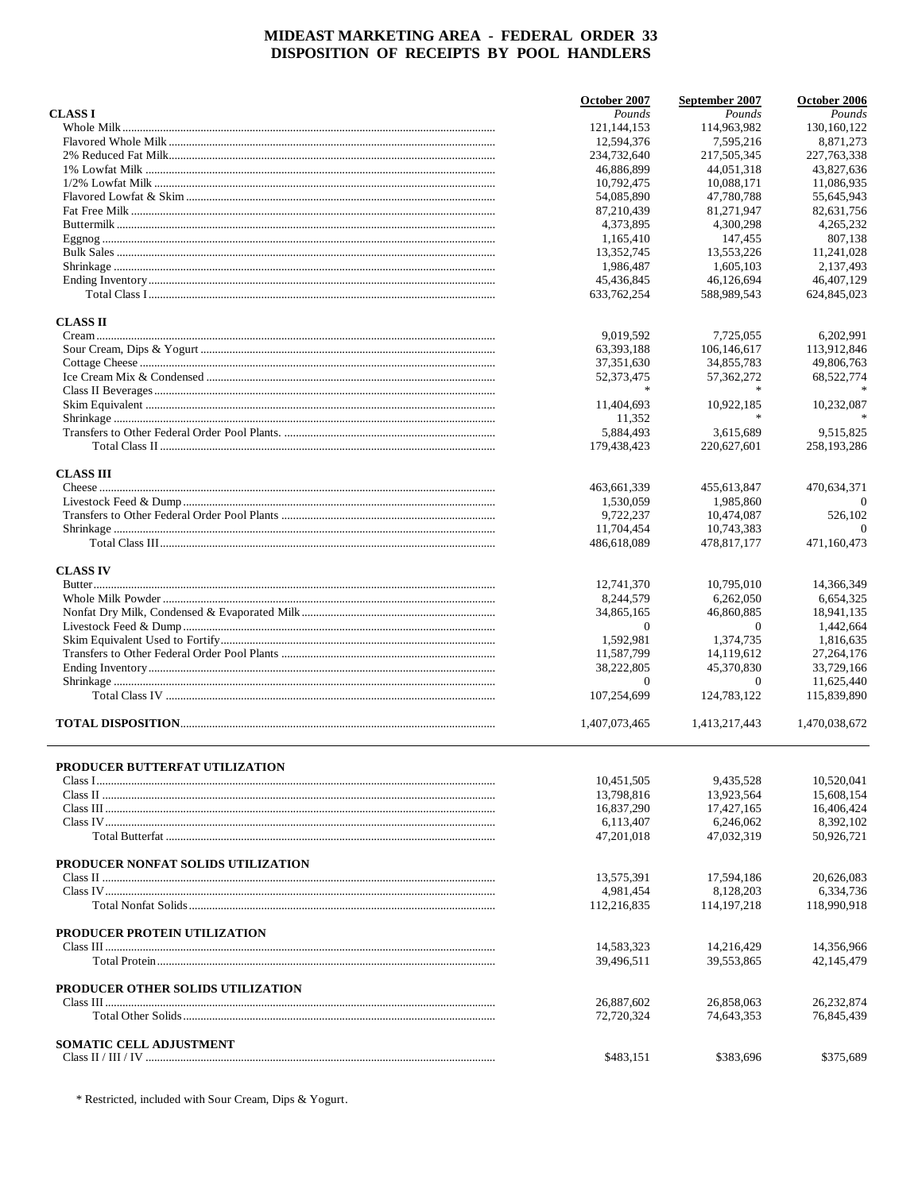# MIDEAST MARKETING AREA - FEDERAL ORDER 33
## DISPOSITION OF RECEIPTS BY POOL HANDLERS

| | October 2007 | September 2007 | October 2006 |
|---|---|---|---|
| | *Pounds* | *Pounds* | *Pounds* |
| **CLASS I** | | | |
| Whole Milk | 121,144,153 | 114,963,982 | 130,160,122 |
| Flavored Whole Milk | 12,594,376 | 7,595,216 | 8,871,273 |
| 2% Reduced Fat Milk | 234,732,640 | 217,505,345 | 227,763,338 |
| 1% Lowfat Milk | 46,886,899 | 44,051,318 | 43,827,636 |
| 1/2% Lowfat Milk | 10,792,475 | 10,088,171 | 11,086,935 |
| Flavored Lowfat & Skim | 54,085,890 | 47,780,788 | 55,645,943 |
| Fat Free Milk | 87,210,439 | 81,271,947 | 82,631,756 |
| Buttermilk | 4,373,895 | 4,300,298 | 4,265,232 |
| Eggnog | 1,165,410 | 147,455 | 807,138 |
| Bulk Sales | 13,352,745 | 13,553,226 | 11,241,028 |
| Shrinkage | 1,986,487 | 1,605,103 | 2,137,493 |
| Ending Inventory | 45,436,845 | 46,126,694 | 46,407,129 |
| Total Class I | 633,762,254 | 588,989,543 | 624,845,023 |
| **CLASS II** | | | |
| Cream | 9,019,592 | 7,725,055 | 6,202,991 |
| Sour Cream, Dips & Yogurt | 63,393,188 | 106,146,617 | 113,912,846 |
| Cottage Cheese | 37,351,630 | 34,855,783 | 49,806,763 |
| Ice Cream Mix & Condensed | 52,373,475 | 57,362,272 | 68,522,774 |
| Class II Beverages | * | * | * |
| Skim Equivalent | 11,404,693 | 10,922,185 | 10,232,087 |
| Shrinkage | 11,352 | * | * |
| Transfers to Other Federal Order Pool Plants. | 5,884,493 | 3,615,689 | 9,515,825 |
| Total Class II | 179,438,423 | 220,627,601 | 258,193,286 |
| **CLASS III** | | | |
| Cheese | 463,661,339 | 455,613,847 | 470,634,371 |
| Livestock Feed & Dump | 1,530,059 | 1,985,860 | 0 |
| Transfers to Other Federal Order Pool Plants | 9,722,237 | 10,474,087 | 526,102 |
| Shrinkage | 11,704,454 | 10,743,383 | 0 |
| Total Class III | 486,618,089 | 478,817,177 | 471,160,473 |
| **CLASS IV** | | | |
| Butter | 12,741,370 | 10,795,010 | 14,366,349 |
| Whole Milk Powder | 8,244,579 | 6,262,050 | 6,654,325 |
| Nonfat Dry Milk, Condensed & Evaporated Milk | 34,865,165 | 46,860,885 | 18,941,135 |
| Livestock Feed & Dump | 0 | 0 | 1,442,664 |
| Skim Equivalent Used to Fortify | 1,592,981 | 1,374,735 | 1,816,635 |
| Transfers to Other Federal Order Pool Plants | 11,587,799 | 14,119,612 | 27,264,176 |
| Ending Inventory | 38,222,805 | 45,370,830 | 33,729,166 |
| Shrinkage | 0 | 0 | 11,625,440 |
| Total Class IV | 107,254,699 | 124,783,122 | 115,839,890 |
| **TOTAL DISPOSITION** | 1,407,073,465 | 1,413,217,443 | 1,470,038,672 |

| | October 2007 | September 2007 | October 2006 |
|---|---|---|---|
| **PRODUCER BUTTERFAT UTILIZATION** | | | |
| Class I | 10,451,505 | 9,435,528 | 10,520,041 |
| Class II | 13,798,816 | 13,923,564 | 15,608,154 |
| Class III | 16,837,290 | 17,427,165 | 16,406,424 |
| Class IV | 6,113,407 | 6,246,062 | 8,392,102 |
| Total Butterfat | 47,201,018 | 47,032,319 | 50,926,721 |
| **PRODUCER NONFAT SOLIDS UTILIZATION** | | | |
| Class II | 13,575,391 | 17,594,186 | 20,626,083 |
| Class IV | 4,981,454 | 8,128,203 | 6,334,736 |
| Total Nonfat Solids | 112,216,835 | 114,197,218 | 118,990,918 |
| **PRODUCER PROTEIN UTILIZATION** | | | |
| Class III | 14,583,323 | 14,216,429 | 14,356,966 |
| Total Protein | 39,496,511 | 39,553,865 | 42,145,479 |
| **PRODUCER OTHER SOLIDS UTILIZATION** | | | |
| Class III | 26,887,602 | 26,858,063 | 26,232,874 |
| Total Other Solids | 72,720,324 | 74,643,353 | 76,845,439 |
| **SOMATIC CELL ADJUSTMENT** | | | |
| Class II / III / IV | $483,151 | $383,696 | $375,689 |

* Restricted, included with Sour Cream, Dips & Yogurt.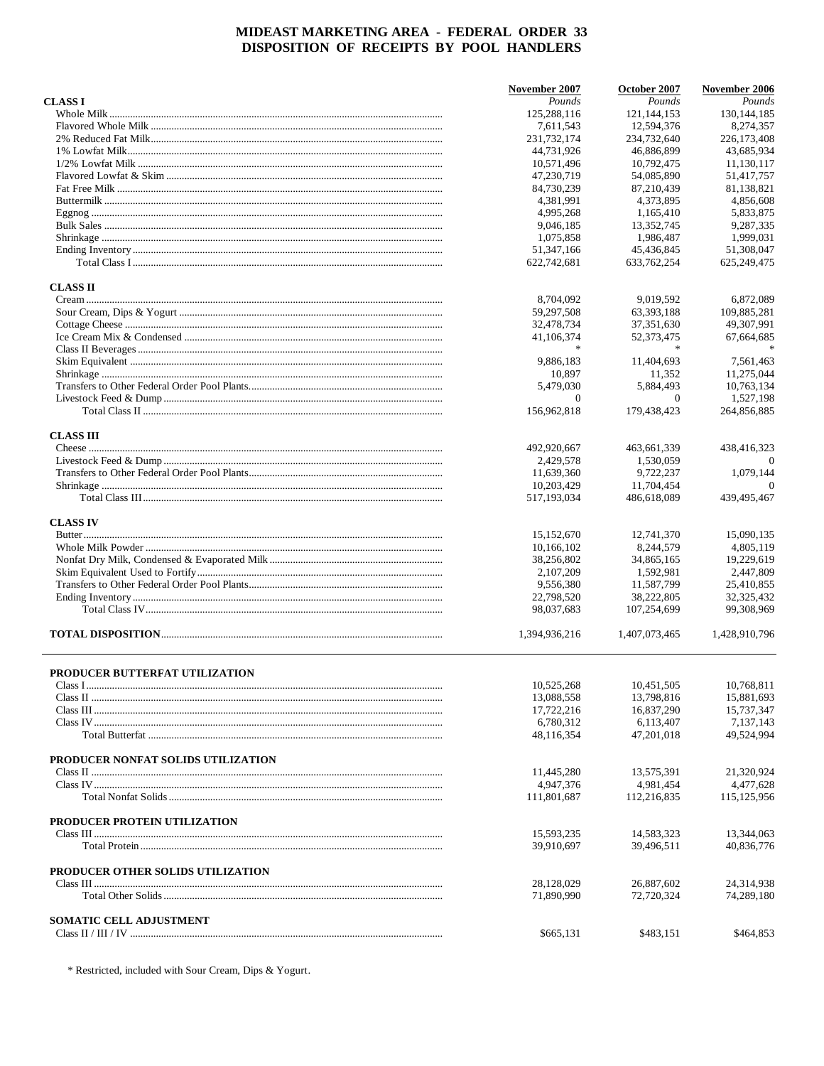# MIDEAST MARKETING AREA - FEDERAL ORDER 33
# DISPOSITION OF RECEIPTS BY POOL HANDLERS

| | November 2007 | October 2007 | November 2006 |
|---|---|---|---|
| | *Pounds* | *Pounds* | *Pounds* |
| **CLASS I** | | | |
| Whole Milk | 125,288,116 | 121,144,153 | 130,144,185 |
| Flavored Whole Milk | 7,611,543 | 12,594,376 | 8,274,357 |
| 2% Reduced Fat Milk | 231,732,174 | 234,732,640 | 226,173,408 |
| 1% Lowfat Milk | 44,731,926 | 46,886,899 | 43,685,934 |
| 1/2% Lowfat Milk | 10,571,496 | 10,792,475 | 11,130,117 |
| Flavored Lowfat & Skim | 47,230,719 | 54,085,890 | 51,417,757 |
| Fat Free Milk | 84,730,239 | 87,210,439 | 81,138,821 |
| Buttermilk | 4,381,991 | 4,373,895 | 4,856,608 |
| Eggnog | 4,995,268 | 1,165,410 | 5,833,875 |
| Bulk Sales | 9,046,185 | 13,352,745 | 9,287,335 |
| Shrinkage | 1,075,858 | 1,986,487 | 1,999,031 |
| Ending Inventory | 51,347,166 | 45,436,845 | 51,308,047 |
| Total Class I | 622,742,681 | 633,762,254 | 625,249,475 |
| **CLASS II** | | | |
| Cream | 8,704,092 | 9,019,592 | 6,872,089 |
| Sour Cream, Dips & Yogurt | 59,297,508 | 63,393,188 | 109,885,281 |
| Cottage Cheese | 32,478,734 | 37,351,630 | 49,307,991 |
| Ice Cream Mix & Condensed | 41,106,374 | 52,373,475 | 67,664,685 |
| Class II Beverages | * | * | * |
| Skim Equivalent | 9,886,183 | 11,404,693 | 7,561,463 |
| Shrinkage | 10,897 | 11,352 | 11,275,044 |
| Transfers to Other Federal Order Pool Plants | 5,479,030 | 5,884,493 | 10,763,134 |
| Livestock Feed & Dump | 0 | 0 | 1,527,198 |
| Total Class II | 156,962,818 | 179,438,423 | 264,856,885 |
| **CLASS III** | | | |
| Cheese | 492,920,667 | 463,661,339 | 438,416,323 |
| Livestock Feed & Dump | 2,429,578 | 1,530,059 | 0 |
| Transfers to Other Federal Order Pool Plants | 11,639,360 | 9,722,237 | 1,079,144 |
| Shrinkage | 10,203,429 | 11,704,454 | 0 |
| Total Class III | 517,193,034 | 486,618,089 | 439,495,467 |
| **CLASS IV** | | | |
| Butter | 15,152,670 | 12,741,370 | 15,090,135 |
| Whole Milk Powder | 10,166,102 | 8,244,579 | 4,805,119 |
| Nonfat Dry Milk, Condensed & Evaporated Milk | 38,256,802 | 34,865,165 | 19,229,619 |
| Skim Equivalent Used to Fortify | 2,107,209 | 1,592,981 | 2,447,809 |
| Transfers to Other Federal Order Pool Plants | 9,556,380 | 11,587,799 | 25,410,855 |
| Ending Inventory | 22,798,520 | 38,222,805 | 32,325,432 |
| Total Class IV | 98,037,683 | 107,254,699 | 99,308,969 |
| **TOTAL DISPOSITION** | 1,394,936,216 | 1,407,073,465 | 1,428,910,796 |

| | November 2007 | October 2007 | November 2006 |
|---|---|---|---|
| **PRODUCER BUTTERFAT UTILIZATION** | | | |
| Class I | 10,525,268 | 10,451,505 | 10,768,811 |
| Class II | 13,088,558 | 13,798,816 | 15,881,693 |
| Class III | 17,722,216 | 16,837,290 | 15,737,347 |
| Class IV | 6,780,312 | 6,113,407 | 7,137,143 |
| Total Butterfat | 48,116,354 | 47,201,018 | 49,524,994 |
| **PRODUCER NONFAT SOLIDS UTILIZATION** | | | |
| Class II | 11,445,280 | 13,575,391 | 21,320,924 |
| Class IV | 4,947,376 | 4,981,454 | 4,477,628 |
| Total Nonfat Solids | 111,801,687 | 112,216,835 | 115,125,956 |
| **PRODUCER PROTEIN UTILIZATION** | | | |
| Class III | 15,593,235 | 14,583,323 | 13,344,063 |
| Total Protein | 39,910,697 | 39,496,511 | 40,836,776 |
| **PRODUCER OTHER SOLIDS UTILIZATION** | | | |
| Class III | 28,128,029 | 26,887,602 | 24,314,938 |
| Total Other Solids | 71,890,990 | 72,720,324 | 74,289,180 |
| **SOMATIC CELL ADJUSTMENT** | | | |
| Class II / III / IV | $665,131 | $483,151 | $464,853 |

* Restricted, included with Sour Cream, Dips & Yogurt.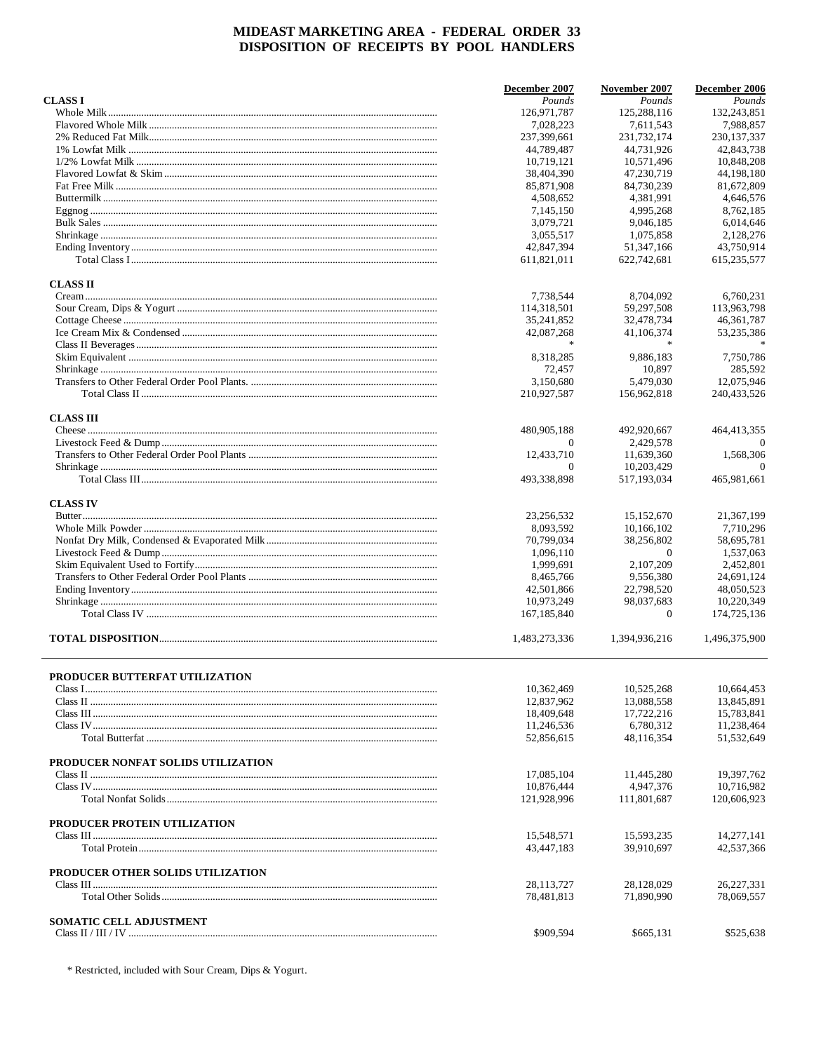# MIDEAST MARKETING AREA - FEDERAL ORDER 33
## DISPOSITION OF RECEIPTS BY POOL HANDLERS

| | December 2007 | November 2007 | December 2006 |
|---|---|---|---|
| **CLASS I** | *Pounds* | *Pounds* | *Pounds* |
| Whole Milk | 126,971,787 | 125,288,116 | 132,243,851 |
| Flavored Whole Milk | 7,028,223 | 7,611,543 | 7,988,857 |
| 2% Reduced Fat Milk | 237,399,661 | 231,732,174 | 230,137,337 |
| 1% Lowfat Milk | 44,789,487 | 44,731,926 | 42,843,738 |
| 1/2% Lowfat Milk | 10,719,121 | 10,571,496 | 10,848,208 |
| Flavored Lowfat & Skim | 38,404,390 | 47,230,719 | 44,198,180 |
| Fat Free Milk | 85,871,908 | 84,730,239 | 81,672,809 |
| Buttermilk | 4,508,652 | 4,381,991 | 4,646,576 |
| Eggnog | 7,145,150 | 4,995,268 | 8,762,185 |
| Bulk Sales | 3,079,721 | 9,046,185 | 6,014,646 |
| Shrinkage | 3,055,517 | 1,075,858 | 2,128,276 |
| Ending Inventory | 42,847,394 | 51,347,166 | 43,750,914 |
| Total Class I | 611,821,011 | 622,742,681 | 615,235,577 |
| **CLASS II** | | | |
| Cream | 7,738,544 | 8,704,092 | 6,760,231 |
| Sour Cream, Dips & Yogurt | 114,318,501 | 59,297,508 | 113,963,798 |
| Cottage Cheese | 35,241,852 | 32,478,734 | 46,361,787 |
| Ice Cream Mix & Condensed | 42,087,268 | 41,106,374 | 53,235,386 |
| Class II Beverages | * | * | * |
| Skim Equivalent | 8,318,285 | 9,886,183 | 7,750,786 |
| Shrinkage | 72,457 | 10,897 | 285,592 |
| Transfers to Other Federal Order Pool Plants. | 3,150,680 | 5,479,030 | 12,075,946 |
| Total Class II | 210,927,587 | 156,962,818 | 240,433,526 |
| **CLASS III** | | | |
| Cheese | 480,905,188 | 492,920,667 | 464,413,355 |
| Livestock Feed & Dump | 0 | 2,429,578 | 0 |
| Transfers to Other Federal Order Pool Plants | 12,433,710 | 11,639,360 | 1,568,306 |
| Shrinkage | 0 | 10,203,429 | 0 |
| Total Class III | 493,338,898 | 517,193,034 | 465,981,661 |
| **CLASS IV** | | | |
| Butter | 23,256,532 | 15,152,670 | 21,367,199 |
| Whole Milk Powder | 8,093,592 | 10,166,102 | 7,710,296 |
| Nonfat Dry Milk, Condensed & Evaporated Milk | 70,799,034 | 38,256,802 | 58,695,781 |
| Livestock Feed & Dump | 1,096,110 | 0 | 1,537,063 |
| Skim Equivalent Used to Fortify | 1,999,691 | 2,107,209 | 2,452,801 |
| Transfers to Other Federal Order Pool Plants | 8,465,766 | 9,556,380 | 24,691,124 |
| Ending Inventory | 42,501,866 | 22,798,520 | 48,050,523 |
| Shrinkage | 10,973,249 | 98,037,683 | 10,220,349 |
| Total Class IV | 167,185,840 | 0 | 174,725,136 |
| **TOTAL DISPOSITION** | 1,483,273,336 | 1,394,936,216 | 1,496,375,900 |

| | December 2007 | November 2007 | December 2006 |
|---|---|---|---|
| **PRODUCER BUTTERFAT UTILIZATION** | | | |
| Class I | 10,362,469 | 10,525,268 | 10,664,453 |
| Class II | 12,837,962 | 13,088,558 | 13,845,891 |
| Class III | 18,409,648 | 17,722,216 | 15,783,841 |
| Class IV | 11,246,536 | 6,780,312 | 11,238,464 |
| Total Butterfat | 52,856,615 | 48,116,354 | 51,532,649 |
| **PRODUCER NONFAT SOLIDS UTILIZATION** | | | |
| Class II | 17,085,104 | 11,445,280 | 19,397,762 |
| Class IV | 10,876,444 | 4,947,376 | 10,716,982 |
| Total Nonfat Solids | 121,928,996 | 111,801,687 | 120,606,923 |
| **PRODUCER PROTEIN UTILIZATION** | | | |
| Class III | 15,548,571 | 15,593,235 | 14,277,141 |
| Total Protein | 43,447,183 | 39,910,697 | 42,537,366 |
| **PRODUCER OTHER SOLIDS UTILIZATION** | | | |
| Class III | 28,113,727 | 28,128,029 | 26,227,331 |
| Total Other Solids | 78,481,813 | 71,890,990 | 78,069,557 |
| **SOMATIC CELL ADJUSTMENT** | | | |
| Class II / III / IV | $909,594 | $665,131 | $525,638 |

\* Restricted, included with Sour Cream, Dips & Yogurt.